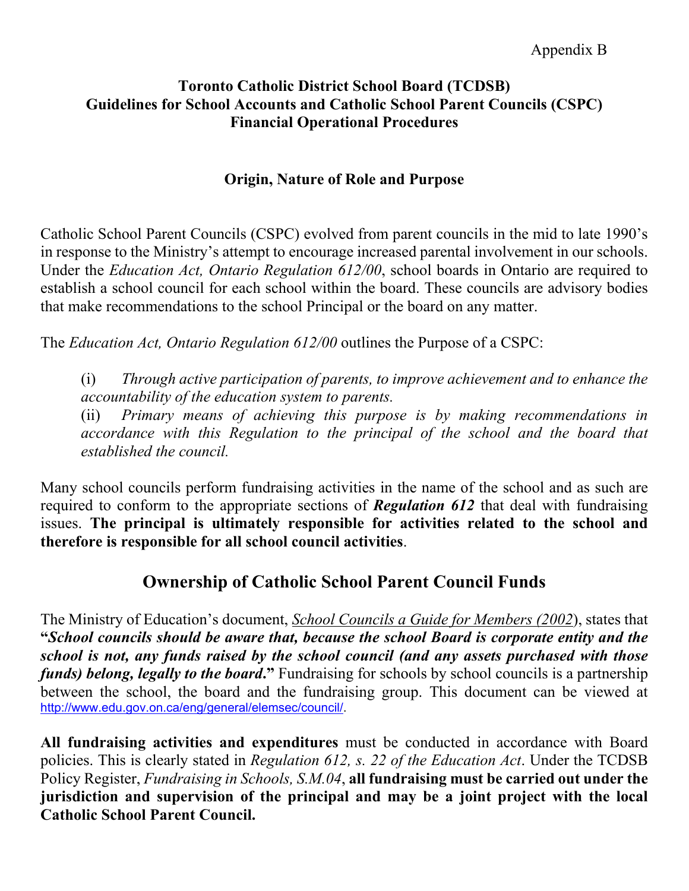Appendix B

# Toronto Catholic District School Board (TCDSB)
# Guidelines for School Accounts and Catholic School Parent Councils (CSPC)
# Financial Operational Procedures

## Origin, Nature of Role and Purpose

Catholic School Parent Councils (CSPC) evolved from parent councils in the mid to late 1990's in response to the Ministry's attempt to encourage increased parental involvement in our schools. Under the *Education Act, Ontario Regulation 612/00*, school boards in Ontario are required to establish a school council for each school within the board. These councils are advisory bodies that make recommendations to the school Principal or the board on any matter.

The *Education Act, Ontario Regulation 612/00* outlines the Purpose of a CSPC:

(i) *Through active participation of parents, to improve achievement and to enhance the accountability of the education system to parents.*

(ii) *Primary means of achieving this purpose is by making recommendations in accordance with this Regulation to the principal of the school and the board that established the council.*

Many school councils perform fundraising activities in the name of the school and as such are required to conform to the appropriate sections of ***Regulation 612*** that deal with fundraising issues. **The principal is ultimately responsible for activities related to the school and therefore is responsible for all school council activities**.

## Ownership of Catholic School Parent Council Funds

The Ministry of Education's document, *School Councils a Guide for Members (2002*), states that **"*School councils should be aware that, because the school Board is corporate entity and the school is not, any funds raised by the school council (and any assets purchased with those funds) belong, legally to the board*."** Fundraising for schools by school councils is a partnership between the school, the board and the fundraising group. This document can be viewed at http://www.edu.gov.on.ca/eng/general/elemsec/council/.

**All fundraising activities and expenditures** must be conducted in accordance with Board policies. This is clearly stated in *Regulation 612, s. 22 of the Education Act*. Under the TCDSB Policy Register, *Fundraising in Schools, S.M.04*, **all fundraising must be carried out under the jurisdiction and supervision of the principal and may be a joint project with the local Catholic School Parent Council.**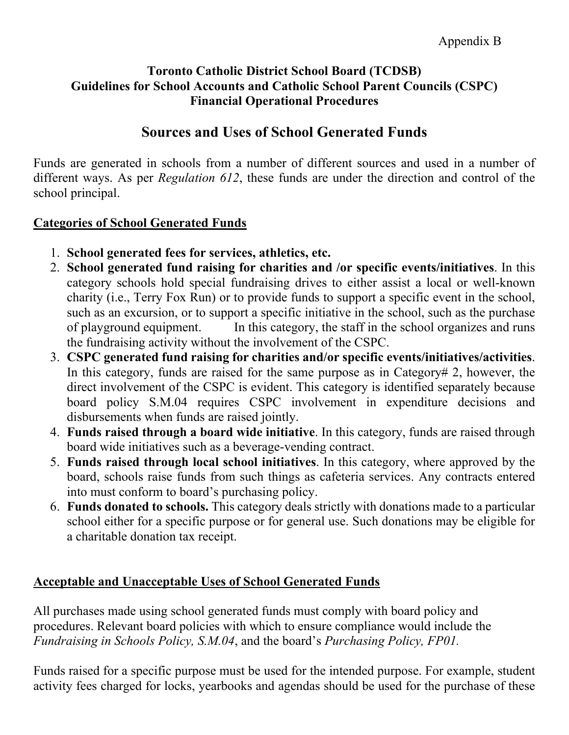Appendix B

**Toronto Catholic District School Board (TCDSB)**
**Guidelines for School Accounts and Catholic School Parent Councils (CSPC)**
**Financial Operational Procedures**

# Sources and Uses of School Generated Funds

Funds are generated in schools from a number of different sources and used in a number of different ways. As per *Regulation 612*, these funds are under the direction and control of the school principal.

## Categories of School Generated Funds

1. **School generated fees for services, athletics, etc.**
2. **School generated fund raising for charities and /or specific events/initiatives**. In this category schools hold special fundraising drives to either assist a local or well-known charity (i.e., Terry Fox Run) or to provide funds to support a specific event in the school, such as an excursion, or to support a specific initiative in the school, such as the purchase of playground equipment. In this category, the staff in the school organizes and runs the fundraising activity without the involvement of the CSPC.
3. **CSPC generated fund raising for charities and/or specific events/initiatives/activities**. In this category, funds are raised for the same purpose as in Category# 2, however, the direct involvement of the CSPC is evident. This category is identified separately because board policy S.M.04 requires CSPC involvement in expenditure decisions and disbursements when funds are raised jointly.
4. **Funds raised through a board wide initiative**. In this category, funds are raised through board wide initiatives such as a beverage-vending contract.
5. **Funds raised through local school initiatives**. In this category, where approved by the board, schools raise funds from such things as cafeteria services. Any contracts entered into must conform to board's purchasing policy.
6. **Funds donated to schools.** This category deals strictly with donations made to a particular school either for a specific purpose or for general use. Such donations may be eligible for a charitable donation tax receipt.

## Acceptable and Unacceptable Uses of School Generated Funds

All purchases made using school generated funds must comply with board policy and procedures. Relevant board policies with which to ensure compliance would include the *Fundraising in Schools Policy, S.M.04*, and the board's *Purchasing Policy, FP01.*

Funds raised for a specific purpose must be used for the intended purpose. For example, student activity fees charged for locks, yearbooks and agendas should be used for the purchase of these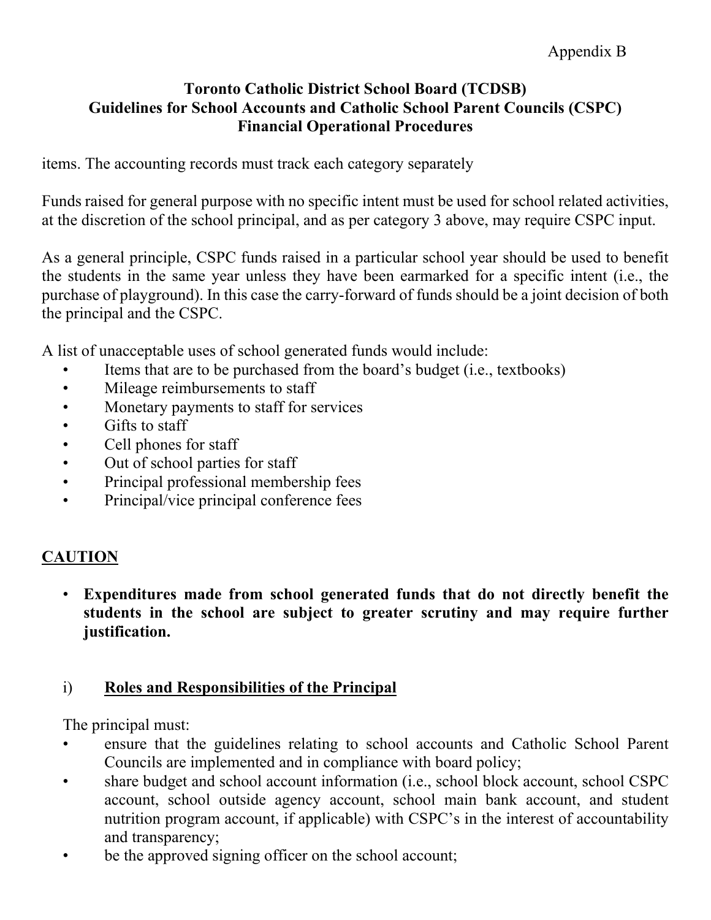items. The accounting records must track each category separately

Funds raised for general purpose with no specific intent must be used for school related activities, at the discretion of the school principal, and as per category 3 above, may require CSPC input.

As a general principle, CSPC funds raised in a particular school year should be used to benefit the students in the same year unless they have been earmarked for a specific intent (i.e., the purchase of playground). In this case the carry-forward of funds should be a joint decision of both the principal and the CSPC.

A list of unacceptable uses of school generated funds would include:

- Items that are to be purchased from the board's budget (i.e., textbooks)
- Mileage reimbursements to staff
- Monetary payments to staff for services
- Gifts to staff
- Cell phones for staff
- Out of school parties for staff
- Principal professional membership fees
- Principal/vice principal conference fees

## CAUTION

- **Expenditures made from school generated funds that do not directly benefit the students in the school are subject to greater scrutiny and may require further justification.**

### i) Roles and Responsibilities of the Principal

The principal must:

- ensure that the guidelines relating to school accounts and Catholic School Parent Councils are implemented and in compliance with board policy;
- share budget and school account information (i.e., school block account, school CSPC account, school outside agency account, school main bank account, and student nutrition program account, if applicable) with CSPC's in the interest of accountability and transparency;
- be the approved signing officer on the school account;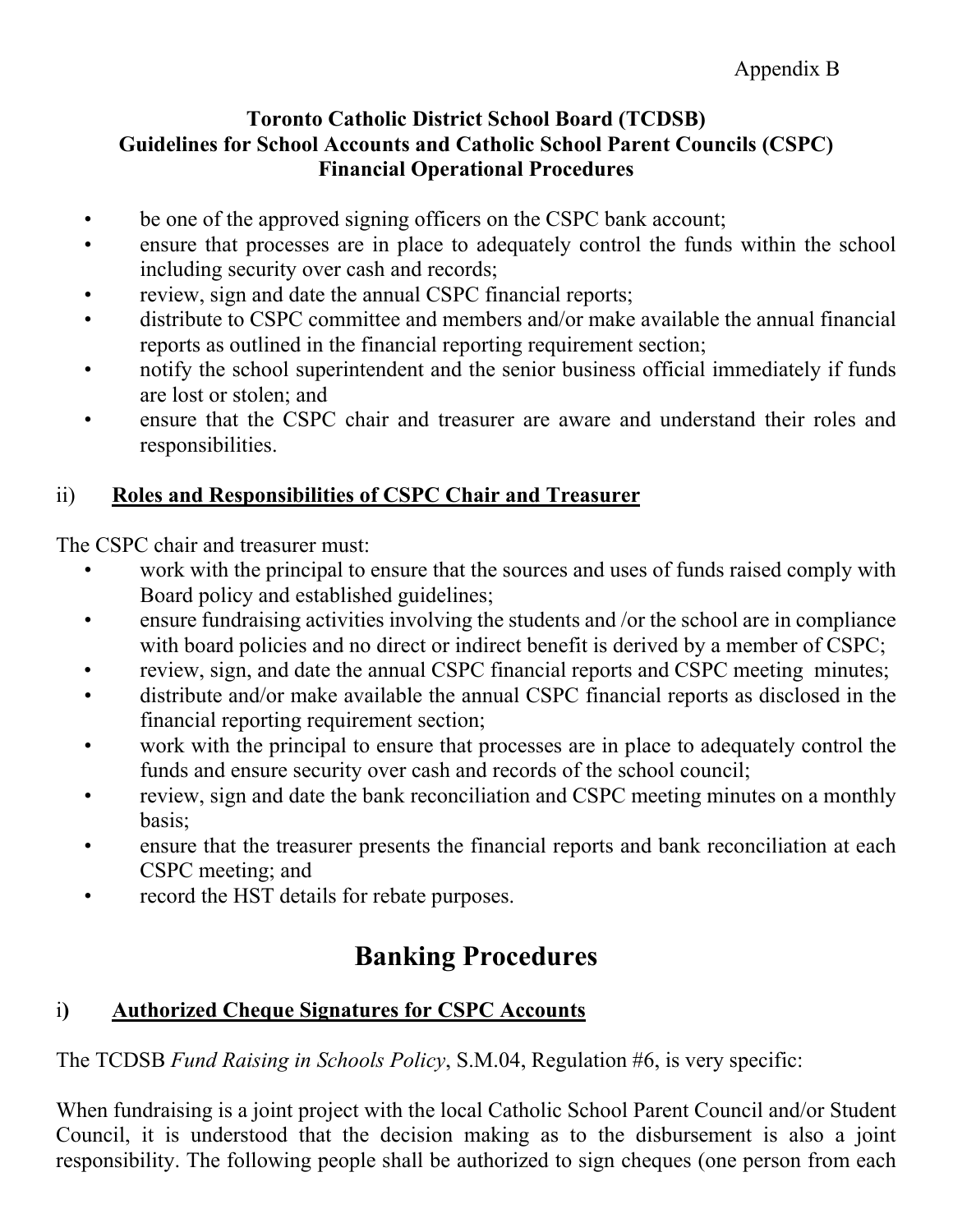Appendix B

**Toronto Catholic District School Board (TCDSB)**
**Guidelines for School Accounts and Catholic School Parent Councils (CSPC)**
**Financial Operational Procedures**

- be one of the approved signing officers on the CSPC bank account;
- ensure that processes are in place to adequately control the funds within the school including security over cash and records;
- review, sign and date the annual CSPC financial reports;
- distribute to CSPC committee and members and/or make available the annual financial reports as outlined in the financial reporting requirement section;
- notify the school superintendent and the senior business official immediately if funds are lost or stolen; and
- ensure that the CSPC chair and treasurer are aware and understand their roles and responsibilities.

### ii) Roles and Responsibilities of CSPC Chair and Treasurer

The CSPC chair and treasurer must:

- work with the principal to ensure that the sources and uses of funds raised comply with Board policy and established guidelines;
- ensure fundraising activities involving the students and /or the school are in compliance with board policies and no direct or indirect benefit is derived by a member of CSPC;
- review, sign, and date the annual CSPC financial reports and CSPC meeting minutes;
- distribute and/or make available the annual CSPC financial reports as disclosed in the financial reporting requirement section;
- work with the principal to ensure that processes are in place to adequately control the funds and ensure security over cash and records of the school council;
- review, sign and date the bank reconciliation and CSPC meeting minutes on a monthly basis;
- ensure that the treasurer presents the financial reports and bank reconciliation at each CSPC meeting; and
- record the HST details for rebate purposes.

## Banking Procedures

### i) Authorized Cheque Signatures for CSPC Accounts

The TCDSB *Fund Raising in Schools Policy*, S.M.04, Regulation #6, is very specific:

When fundraising is a joint project with the local Catholic School Parent Council and/or Student Council, it is understood that the decision making as to the disbursement is also a joint responsibility. The following people shall be authorized to sign cheques (one person from each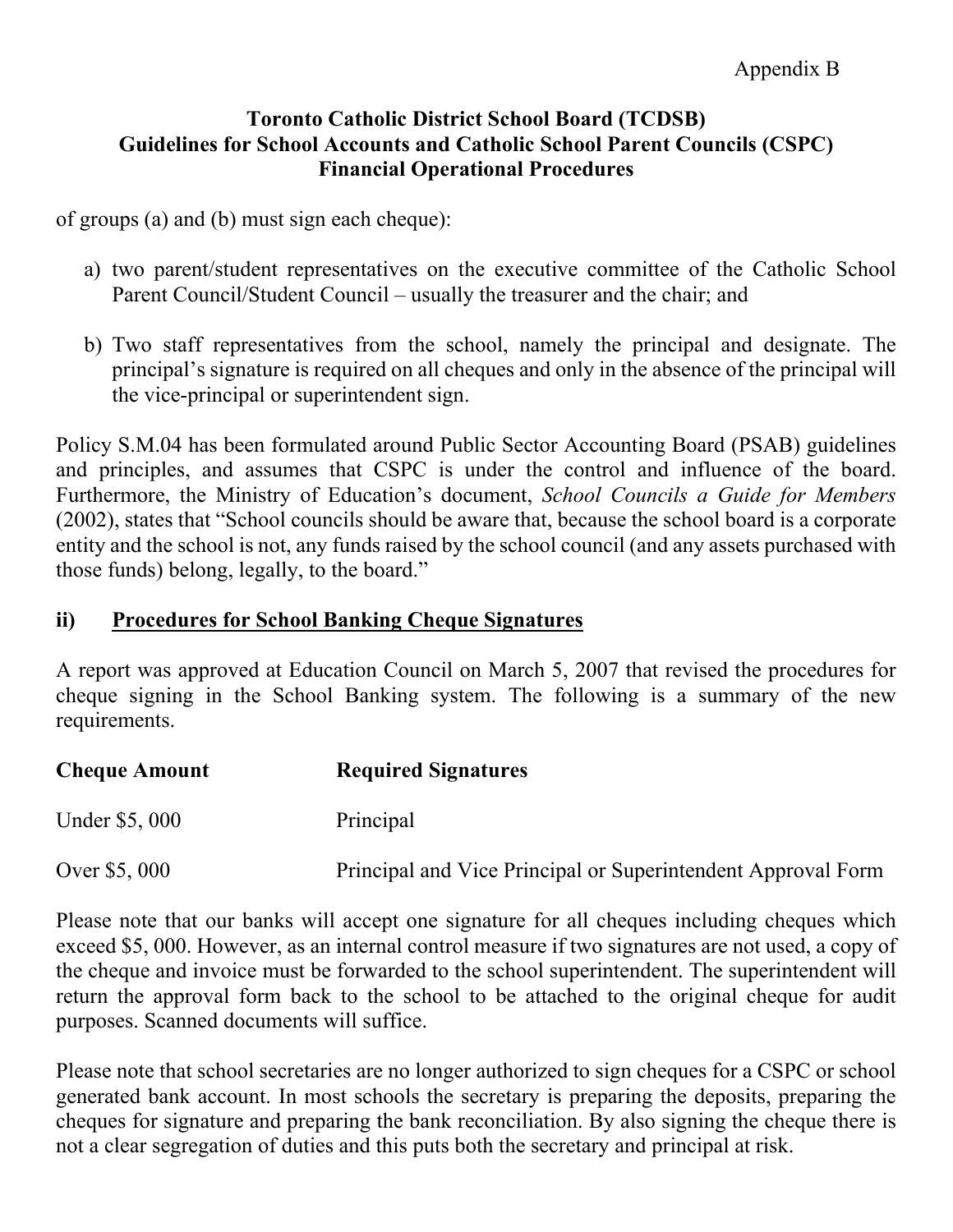of groups (a) and (b) must sign each cheque):

a) two parent/student representatives on the executive committee of the Catholic School Parent Council/Student Council – usually the treasurer and the chair; and

b) Two staff representatives from the school, namely the principal and designate. The principal's signature is required on all cheques and only in the absence of the principal will the vice-principal or superintendent sign.

Policy S.M.04 has been formulated around Public Sector Accounting Board (PSAB) guidelines and principles, and assumes that CSPC is under the control and influence of the board. Furthermore, the Ministry of Education's document, *School Councils a Guide for Members* (2002), states that "School councils should be aware that, because the school board is a corporate entity and the school is not, any funds raised by the school council (and any assets purchased with those funds) belong, legally, to the board."

### ii) Procedures for School Banking Cheque Signatures

A report was approved at Education Council on March 5, 2007 that revised the procedures for cheque signing in the School Banking system. The following is a summary of the new requirements.

| Cheque Amount | Required Signatures |
|---|---|
| Under $5, 000 | Principal |
| Over $5, 000 | Principal and Vice Principal or Superintendent Approval Form |

Please note that our banks will accept one signature for all cheques including cheques which exceed $5, 000. However, as an internal control measure if two signatures are not used, a copy of the cheque and invoice must be forwarded to the school superintendent. The superintendent will return the approval form back to the school to be attached to the original cheque for audit purposes. Scanned documents will suffice.

Please note that school secretaries are no longer authorized to sign cheques for a CSPC or school generated bank account. In most schools the secretary is preparing the deposits, preparing the cheques for signature and preparing the bank reconciliation. By also signing the cheque there is not a clear segregation of duties and this puts both the secretary and principal at risk.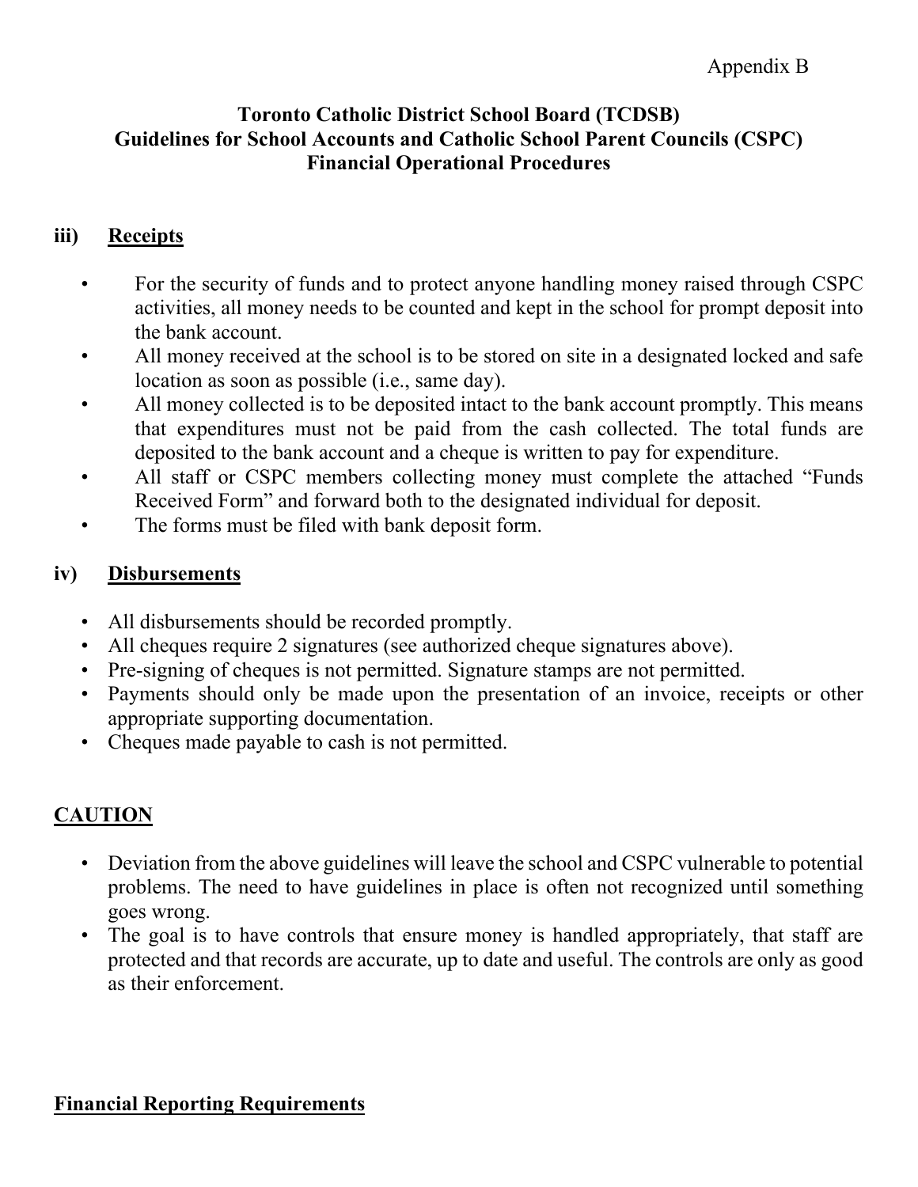Appendix B

**Toronto Catholic District School Board (TCDSB)**
**Guidelines for School Accounts and Catholic School Parent Councils (CSPC)**
**Financial Operational Procedures**

### iii) Receipts

- For the security of funds and to protect anyone handling money raised through CSPC activities, all money needs to be counted and kept in the school for prompt deposit into the bank account.
- All money received at the school is to be stored on site in a designated locked and safe location as soon as possible (i.e., same day).
- All money collected is to be deposited intact to the bank account promptly. This means that expenditures must not be paid from the cash collected. The total funds are deposited to the bank account and a cheque is written to pay for expenditure.
- All staff or CSPC members collecting money must complete the attached "Funds Received Form" and forward both to the designated individual for deposit.
- The forms must be filed with bank deposit form.

### iv) Disbursements

- All disbursements should be recorded promptly.
- All cheques require 2 signatures (see authorized cheque signatures above).
- Pre-signing of cheques is not permitted. Signature stamps are not permitted.
- Payments should only be made upon the presentation of an invoice, receipts or other appropriate supporting documentation.
- Cheques made payable to cash is not permitted.

## CAUTION

- Deviation from the above guidelines will leave the school and CSPC vulnerable to potential problems. The need to have guidelines in place is often not recognized until something goes wrong.
- The goal is to have controls that ensure money is handled appropriately, that staff are protected and that records are accurate, up to date and useful. The controls are only as good as their enforcement.

## Financial Reporting Requirements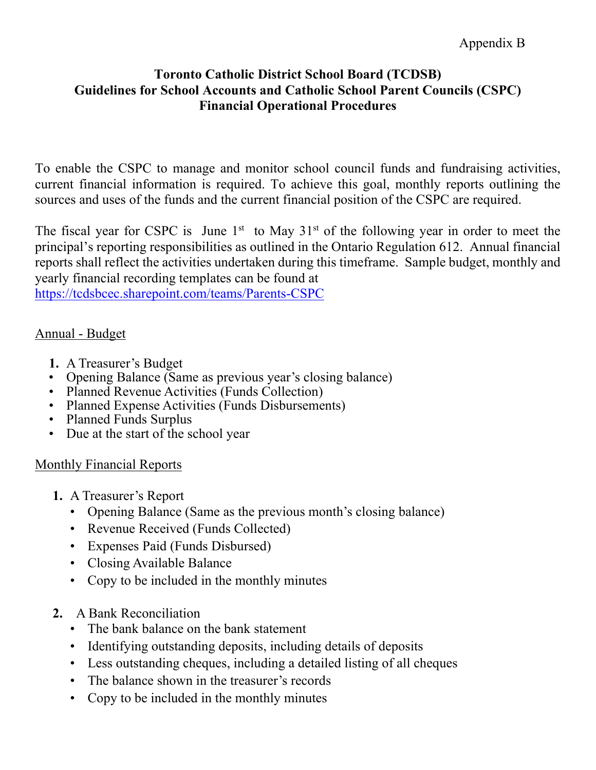Appendix B

**Toronto Catholic District School Board (TCDSB)**
**Guidelines for School Accounts and Catholic School Parent Councils (CSPC)**
**Financial Operational Procedures**

To enable the CSPC to manage and monitor school council funds and fundraising activities, current financial information is required. To achieve this goal, monthly reports outlining the sources and uses of the funds and the current financial position of the CSPC are required.

The fiscal year for CSPC is June 1st to May 31st of the following year in order to meet the principal's reporting responsibilities as outlined in the Ontario Regulation 612. Annual financial reports shall reflect the activities undertaken during this timeframe. Sample budget, monthly and yearly financial recording templates can be found at https://tcdsbcec.sharepoint.com/teams/Parents-CSPC

<u>Annual - Budget</u>

1. A Treasurer's Budget
- Opening Balance (Same as previous year's closing balance)
- Planned Revenue Activities (Funds Collection)
- Planned Expense Activities (Funds Disbursements)
- Planned Funds Surplus
- Due at the start of the school year

<u>Monthly Financial Reports</u>

1. A Treasurer's Report
   - Opening Balance (Same as the previous month's closing balance)
   - Revenue Received (Funds Collected)
   - Expenses Paid (Funds Disbursed)
   - Closing Available Balance
   - Copy to be included in the monthly minutes

2. A Bank Reconciliation
   - The bank balance on the bank statement
   - Identifying outstanding deposits, including details of deposits
   - Less outstanding cheques, including a detailed listing of all cheques
   - The balance shown in the treasurer's records
   - Copy to be included in the monthly minutes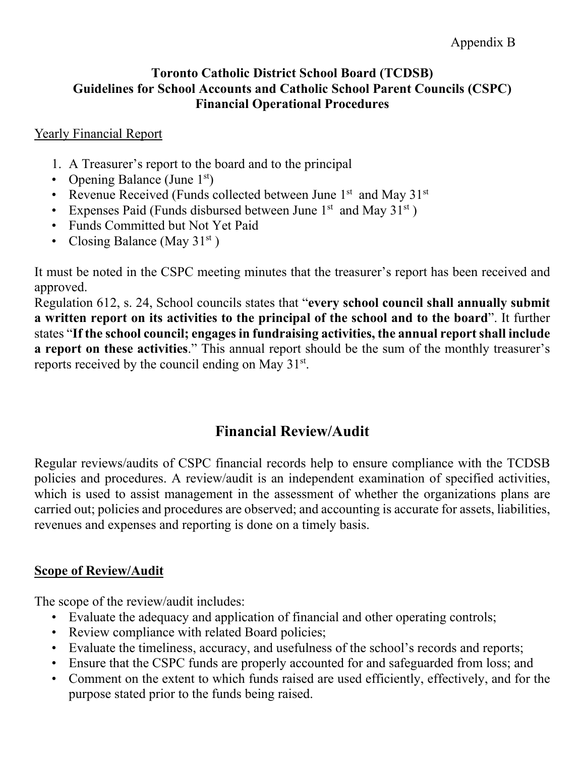Appendix B

**Toronto Catholic District School Board (TCDSB)**
**Guidelines for School Accounts and Catholic School Parent Councils (CSPC)**
**Financial Operational Procedures**

Yearly Financial Report

1. A Treasurer's report to the board and to the principal

- Opening Balance (June 1st)
- Revenue Received (Funds collected between June 1st and May 31st
- Expenses Paid (Funds disbursed between June 1st and May 31st )
- Funds Committed but Not Yet Paid
- Closing Balance (May 31st )

It must be noted in the CSPC meeting minutes that the treasurer's report has been received and approved.
Regulation 612, s. 24, School councils states that "**every school council shall annually submit a written report on its activities to the principal of the school and to the board**". It further states "**If the school council; engages in fundraising activities, the annual report shall include a report on these activities**." This annual report should be the sum of the monthly treasurer's reports received by the council ending on May 31st.

## Financial Review/Audit

Regular reviews/audits of CSPC financial records help to ensure compliance with the TCDSB policies and procedures. A review/audit is an independent examination of specified activities, which is used to assist management in the assessment of whether the organizations plans are carried out; policies and procedures are observed; and accounting is accurate for assets, liabilities, revenues and expenses and reporting is done on a timely basis.

**Scope of Review/Audit**

The scope of the review/audit includes:

- Evaluate the adequacy and application of financial and other operating controls;
- Review compliance with related Board policies;
- Evaluate the timeliness, accuracy, and usefulness of the school's records and reports;
- Ensure that the CSPC funds are properly accounted for and safeguarded from loss; and
- Comment on the extent to which funds raised are used efficiently, effectively, and for the purpose stated prior to the funds being raised.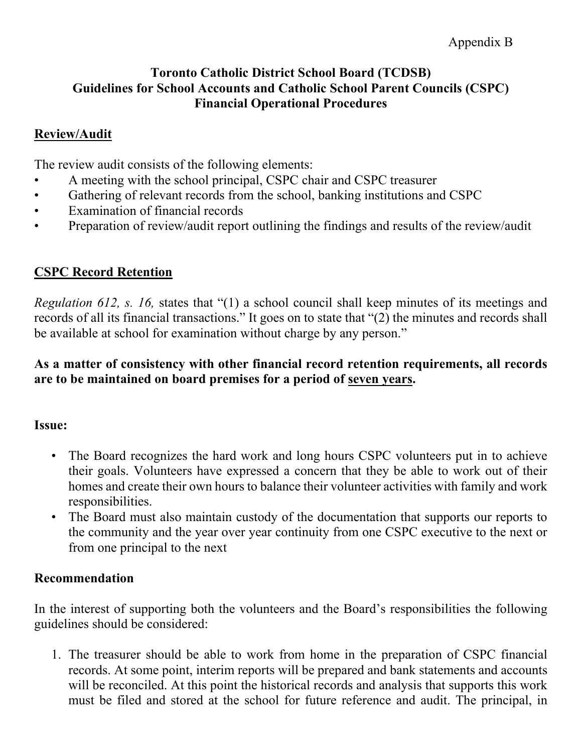Appendix B

**Toronto Catholic District School Board (TCDSB)**
**Guidelines for School Accounts and Catholic School Parent Councils (CSPC)**
**Financial Operational Procedures**

## Review/Audit

The review audit consists of the following elements:

- A meeting with the school principal, CSPC chair and CSPC treasurer
- Gathering of relevant records from the school, banking institutions and CSPC
- Examination of financial records
- Preparation of review/audit report outlining the findings and results of the review/audit

## CSPC Record Retention

*Regulation 612, s. 16,* states that "(1) a school council shall keep minutes of its meetings and records of all its financial transactions." It goes on to state that "(2) the minutes and records shall be available at school for examination without charge by any person."

**As a matter of consistency with other financial record retention requirements, all records are to be maintained on board premises for a period of seven years.**

### Issue:

- The Board recognizes the hard work and long hours CSPC volunteers put in to achieve their goals. Volunteers have expressed a concern that they be able to work out of their homes and create their own hours to balance their volunteer activities with family and work responsibilities.
- The Board must also maintain custody of the documentation that supports our reports to the community and the year over year continuity from one CSPC executive to the next or from one principal to the next

### Recommendation

In the interest of supporting both the volunteers and the Board's responsibilities the following guidelines should be considered:

1. The treasurer should be able to work from home in the preparation of CSPC financial records. At some point, interim reports will be prepared and bank statements and accounts will be reconciled. At this point the historical records and analysis that supports this work must be filed and stored at the school for future reference and audit. The principal, in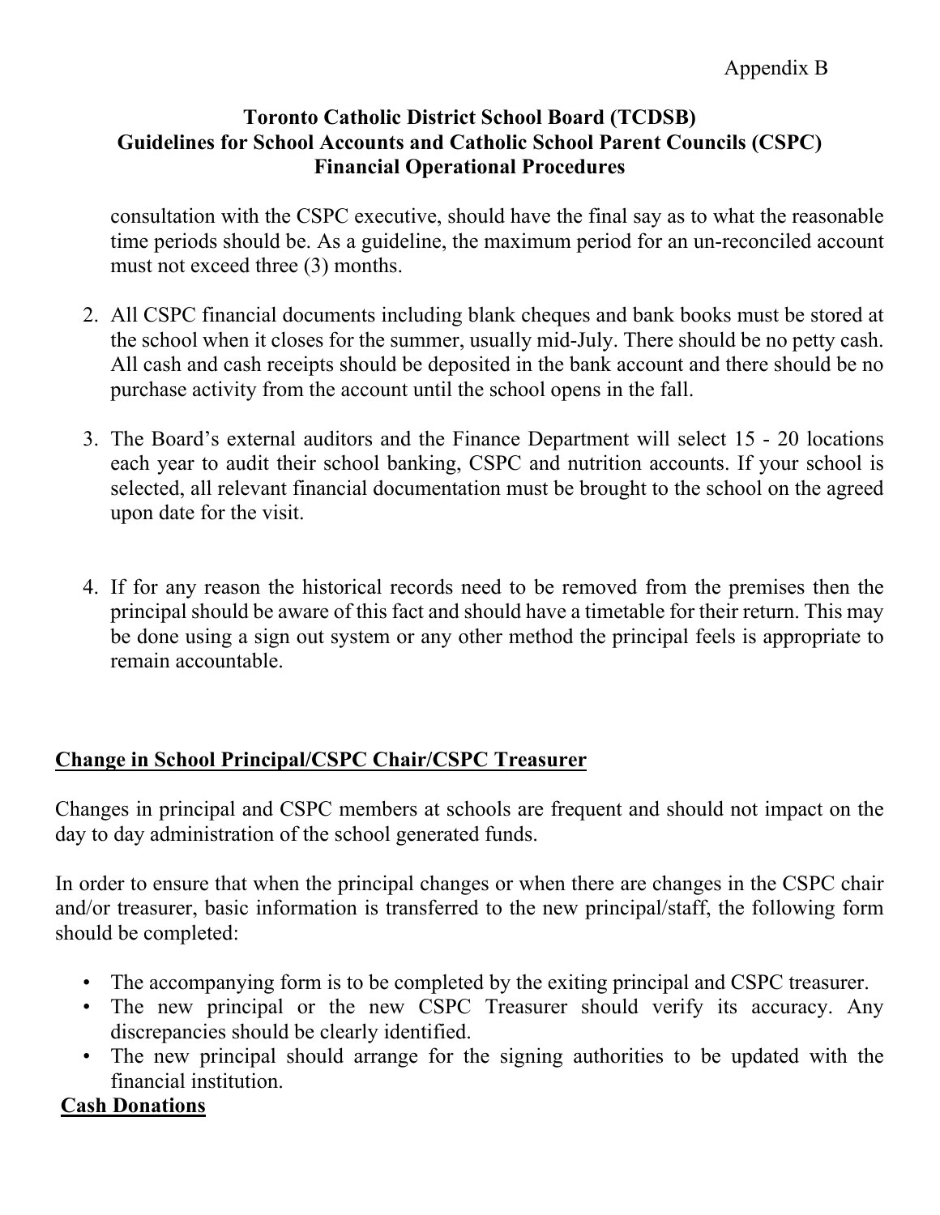consultation with the CSPC executive, should have the final say as to what the reasonable time periods should be. As a guideline, the maximum period for an un-reconciled account must not exceed three (3) months.

2. All CSPC financial documents including blank cheques and bank books must be stored at the school when it closes for the summer, usually mid-July. There should be no petty cash. All cash and cash receipts should be deposited in the bank account and there should be no purchase activity from the account until the school opens in the fall.

3. The Board's external auditors and the Finance Department will select 15 - 20 locations each year to audit their school banking, CSPC and nutrition accounts. If your school is selected, all relevant financial documentation must be brought to the school on the agreed upon date for the visit.

4. If for any reason the historical records need to be removed from the premises then the principal should be aware of this fact and should have a timetable for their return. This may be done using a sign out system or any other method the principal feels is appropriate to remain accountable.

## <u>Change in School Principal/CSPC Chair/CSPC Treasurer</u>

Changes in principal and CSPC members at schools are frequent and should not impact on the day to day administration of the school generated funds.

In order to ensure that when the principal changes or when there are changes in the CSPC chair and/or treasurer, basic information is transferred to the new principal/staff, the following form should be completed:

- The accompanying form is to be completed by the exiting principal and CSPC treasurer.
- The new principal or the new CSPC Treasurer should verify its accuracy. Any discrepancies should be clearly identified.
- The new principal should arrange for the signing authorities to be updated with the financial institution.

## <u>Cash Donations</u>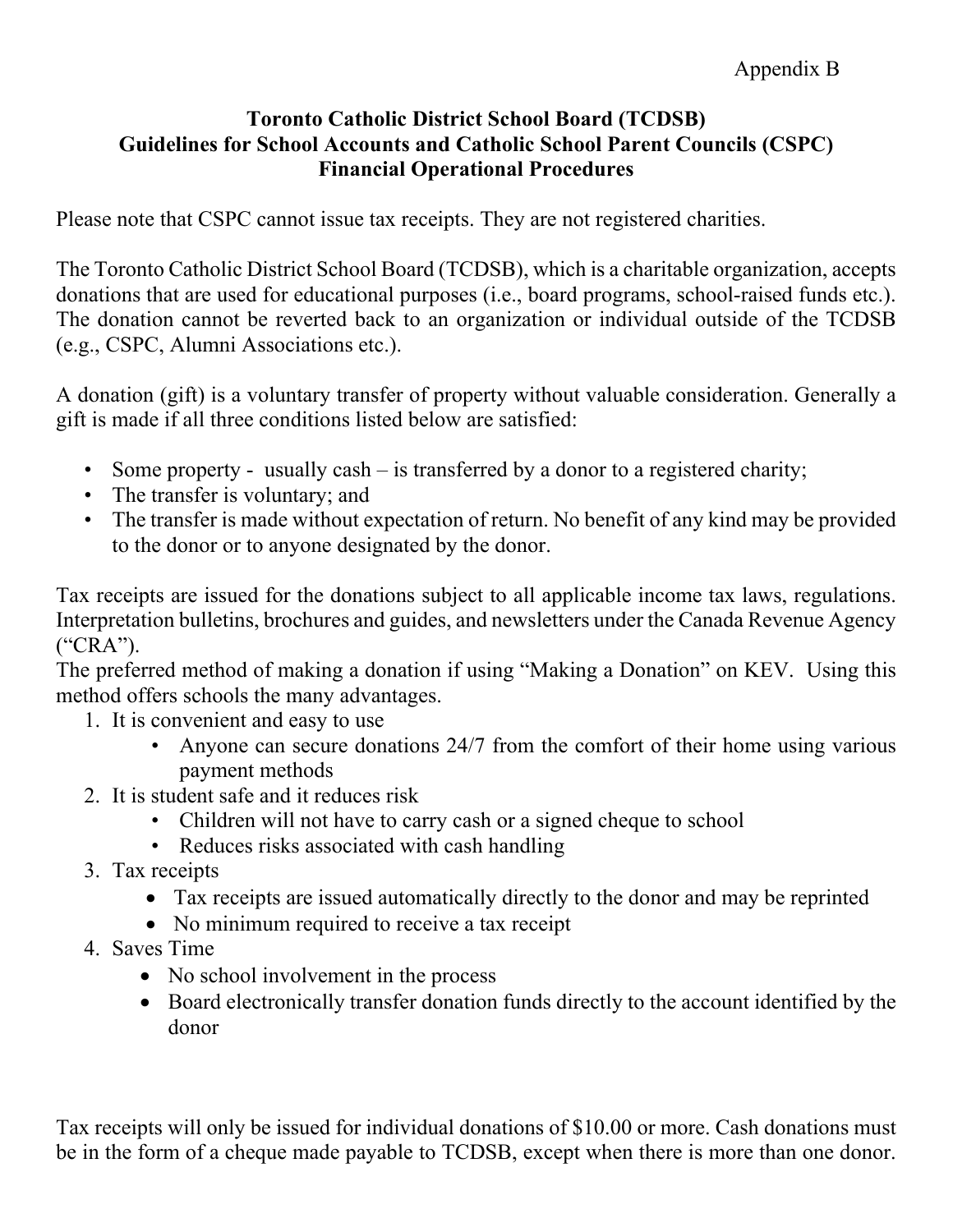Appendix B

**Toronto Catholic District School Board (TCDSB)**
**Guidelines for School Accounts and Catholic School Parent Councils (CSPC)**
**Financial Operational Procedures**

Please note that CSPC cannot issue tax receipts. They are not registered charities.

The Toronto Catholic District School Board (TCDSB), which is a charitable organization, accepts donations that are used for educational purposes (i.e., board programs, school-raised funds etc.). The donation cannot be reverted back to an organization or individual outside of the TCDSB (e.g., CSPC, Alumni Associations etc.).

A donation (gift) is a voluntary transfer of property without valuable consideration. Generally a gift is made if all three conditions listed below are satisfied:

- Some property - usually cash – is transferred by a donor to a registered charity;
- The transfer is voluntary; and
- The transfer is made without expectation of return. No benefit of any kind may be provided to the donor or to anyone designated by the donor.

Tax receipts are issued for the donations subject to all applicable income tax laws, regulations. Interpretation bulletins, brochures and guides, and newsletters under the Canada Revenue Agency ("CRA").
The preferred method of making a donation if using "Making a Donation" on KEV. Using this method offers schools the many advantages.

1. It is convenient and easy to use
   - Anyone can secure donations 24/7 from the comfort of their home using various payment methods
2. It is student safe and it reduces risk
   - Children will not have to carry cash or a signed cheque to school
   - Reduces risks associated with cash handling
3. Tax receipts
   - Tax receipts are issued automatically directly to the donor and may be reprinted
   - No minimum required to receive a tax receipt
4. Saves Time
   - No school involvement in the process
   - Board electronically transfer donation funds directly to the account identified by the donor

Tax receipts will only be issued for individual donations of $10.00 or more. Cash donations must be in the form of a cheque made payable to TCDSB, except when there is more than one donor.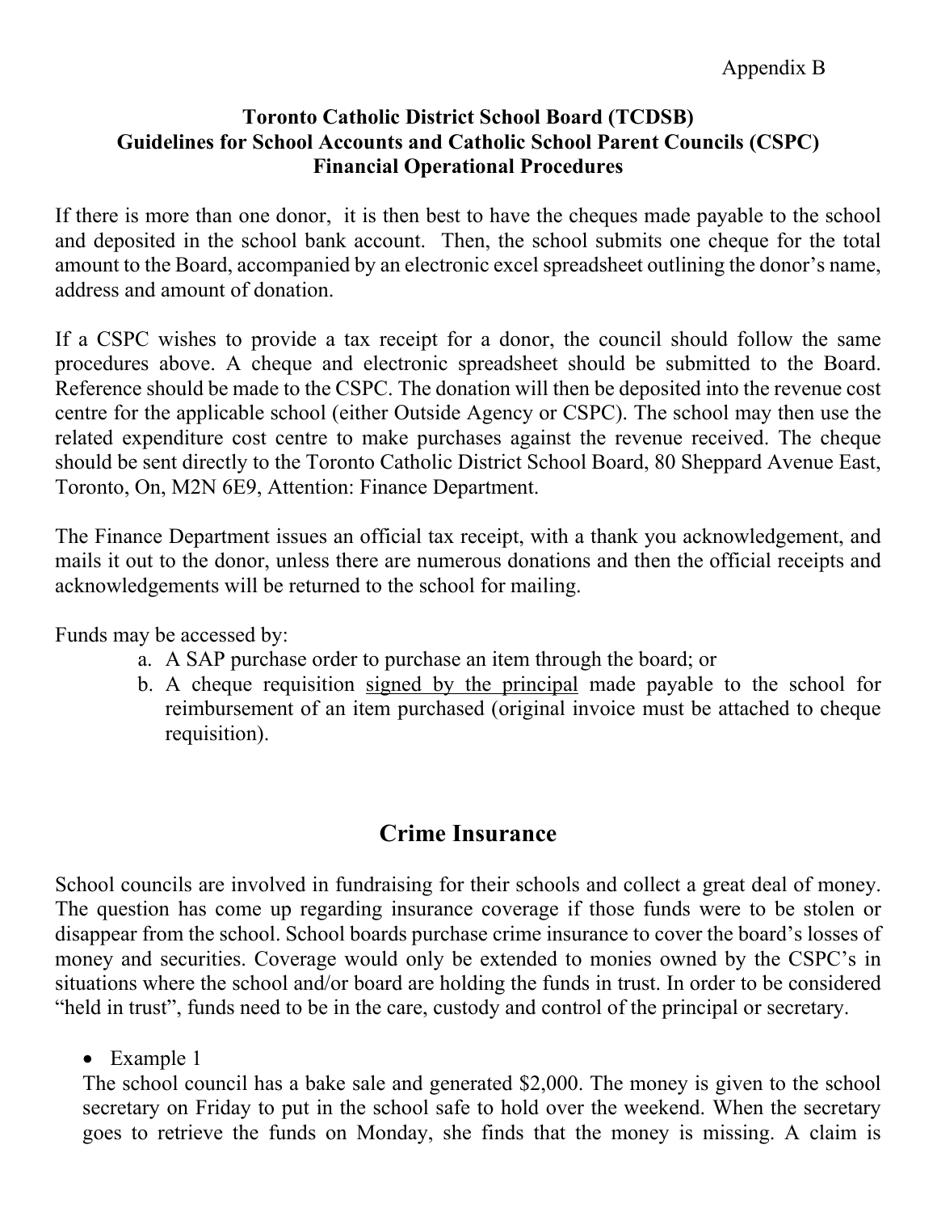Appendix B

**Toronto Catholic District School Board (TCDSB)**
**Guidelines for School Accounts and Catholic School Parent Councils (CSPC)**
**Financial Operational Procedures**

If there is more than one donor, it is then best to have the cheques made payable to the school and deposited in the school bank account. Then, the school submits one cheque for the total amount to the Board, accompanied by an electronic excel spreadsheet outlining the donor's name, address and amount of donation.

If a CSPC wishes to provide a tax receipt for a donor, the council should follow the same procedures above. A cheque and electronic spreadsheet should be submitted to the Board. Reference should be made to the CSPC. The donation will then be deposited into the revenue cost centre for the applicable school (either Outside Agency or CSPC). The school may then use the related expenditure cost centre to make purchases against the revenue received. The cheque should be sent directly to the Toronto Catholic District School Board, 80 Sheppard Avenue East, Toronto, On, M2N 6E9, Attention: Finance Department.

The Finance Department issues an official tax receipt, with a thank you acknowledgement, and mails it out to the donor, unless there are numerous donations and then the official receipts and acknowledgements will be returned to the school for mailing.

Funds may be accessed by:

a. A SAP purchase order to purchase an item through the board; or
b. A cheque requisition <u>signed by the principal</u> made payable to the school for reimbursement of an item purchased (original invoice must be attached to cheque requisition).

## Crime Insurance

School councils are involved in fundraising for their schools and collect a great deal of money. The question has come up regarding insurance coverage if those funds were to be stolen or disappear from the school. School boards purchase crime insurance to cover the board's losses of money and securities. Coverage would only be extended to monies owned by the CSPC's in situations where the school and/or board are holding the funds in trust. In order to be considered "held in trust", funds need to be in the care, custody and control of the principal or secretary.

- Example 1

The school council has a bake sale and generated $2,000. The money is given to the school secretary on Friday to put in the school safe to hold over the weekend. When the secretary goes to retrieve the funds on Monday, she finds that the money is missing. A claim is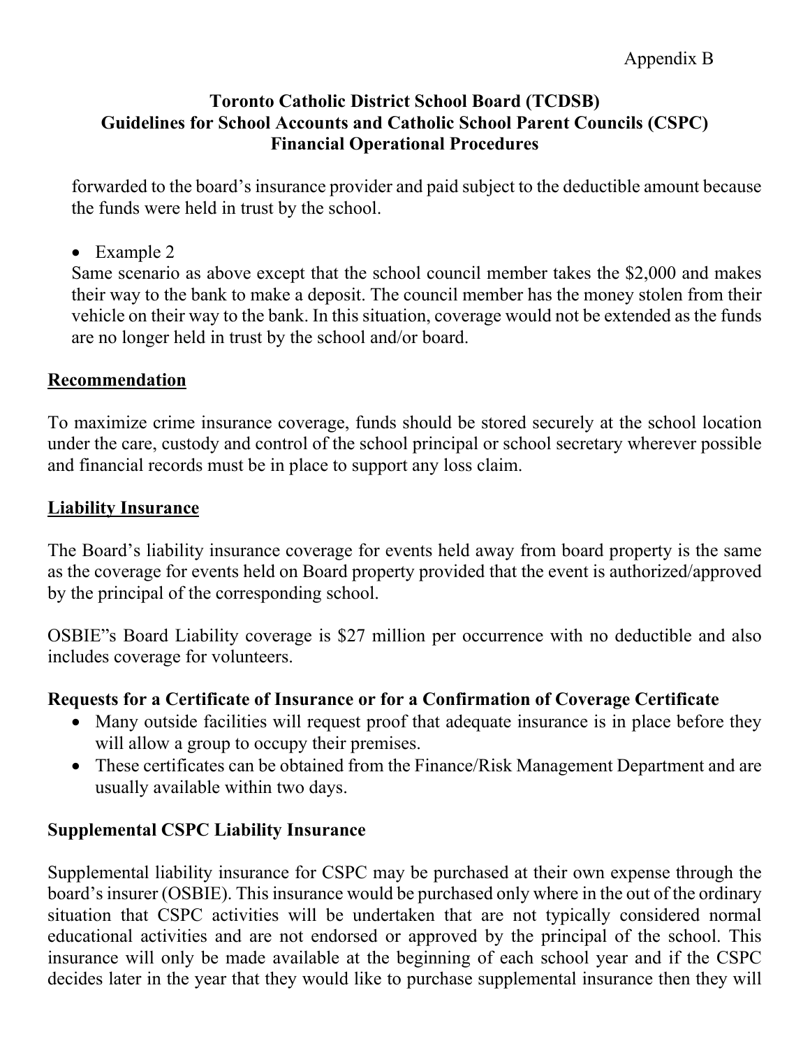forwarded to the board's insurance provider and paid subject to the deductible amount because the funds were held in trust by the school.

- Example 2

Same scenario as above except that the school council member takes the $2,000 and makes their way to the bank to make a deposit. The council member has the money stolen from their vehicle on their way to the bank. In this situation, coverage would not be extended as the funds are no longer held in trust by the school and/or board.

## Recommendation

To maximize crime insurance coverage, funds should be stored securely at the school location under the care, custody and control of the school principal or school secretary wherever possible and financial records must be in place to support any loss claim.

## Liability Insurance

The Board's liability insurance coverage for events held away from board property is the same as the coverage for events held on Board property provided that the event is authorized/approved by the principal of the corresponding school.

OSBIE"s Board Liability coverage is $27 million per occurrence with no deductible and also includes coverage for volunteers.

### Requests for a Certificate of Insurance or for a Confirmation of Coverage Certificate

- Many outside facilities will request proof that adequate insurance is in place before they will allow a group to occupy their premises.
- These certificates can be obtained from the Finance/Risk Management Department and are usually available within two days.

### Supplemental CSPC Liability Insurance

Supplemental liability insurance for CSPC may be purchased at their own expense through the board's insurer (OSBIE). This insurance would be purchased only where in the out of the ordinary situation that CSPC activities will be undertaken that are not typically considered normal educational activities and are not endorsed or approved by the principal of the school. This insurance will only be made available at the beginning of each school year and if the CSPC decides later in the year that they would like to purchase supplemental insurance then they will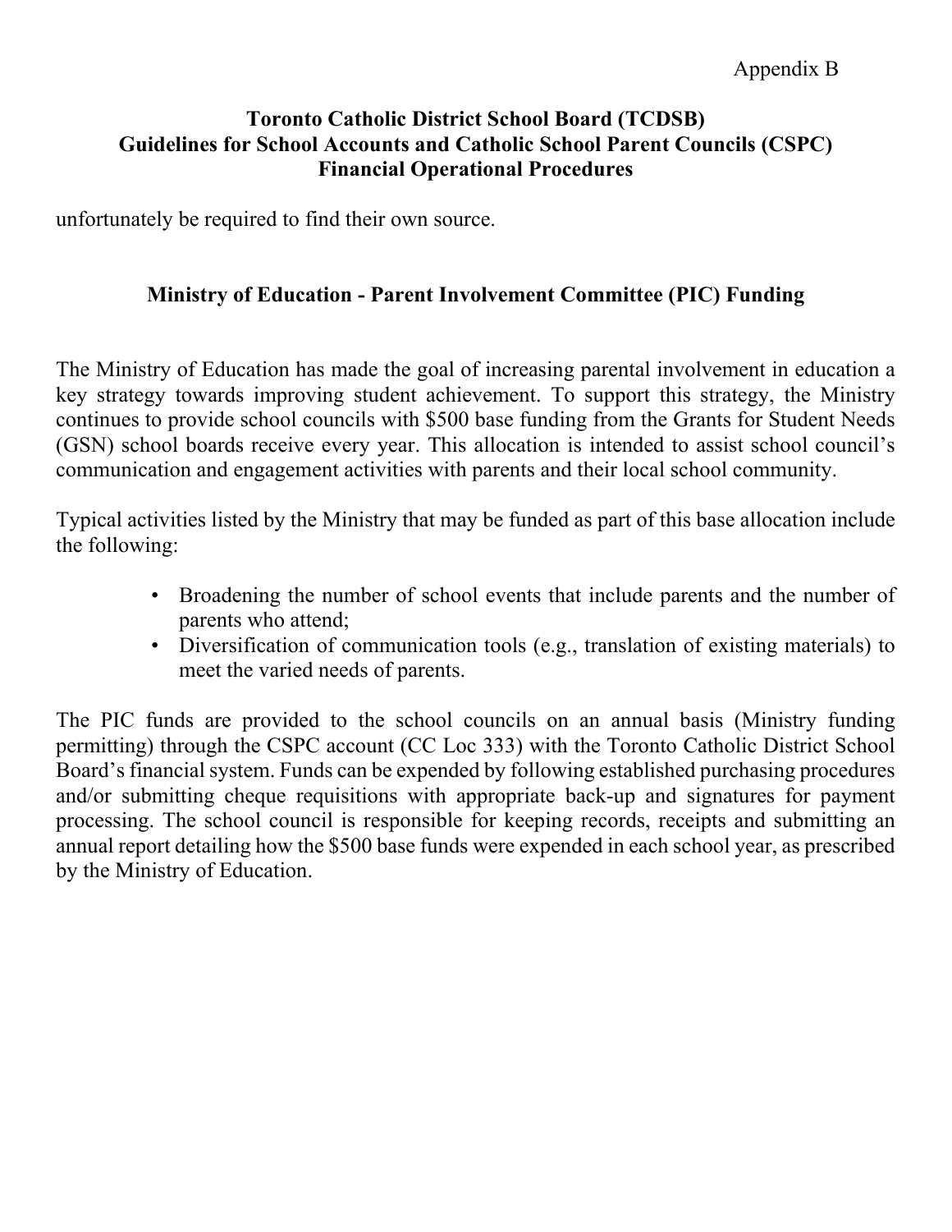unfortunately be required to find their own source.

## Ministry of Education - Parent Involvement Committee (PIC) Funding

The Ministry of Education has made the goal of increasing parental involvement in education a key strategy towards improving student achievement. To support this strategy, the Ministry continues to provide school councils with $500 base funding from the Grants for Student Needs (GSN) school boards receive every year. This allocation is intended to assist school council's communication and engagement activities with parents and their local school community.

Typical activities listed by the Ministry that may be funded as part of this base allocation include the following:

- Broadening the number of school events that include parents and the number of parents who attend;
- Diversification of communication tools (e.g., translation of existing materials) to meet the varied needs of parents.

The PIC funds are provided to the school councils on an annual basis (Ministry funding permitting) through the CSPC account (CC Loc 333) with the Toronto Catholic District School Board's financial system. Funds can be expended by following established purchasing procedures and/or submitting cheque requisitions with appropriate back-up and signatures for payment processing. The school council is responsible for keeping records, receipts and submitting an annual report detailing how the $500 base funds were expended in each school year, as prescribed by the Ministry of Education.